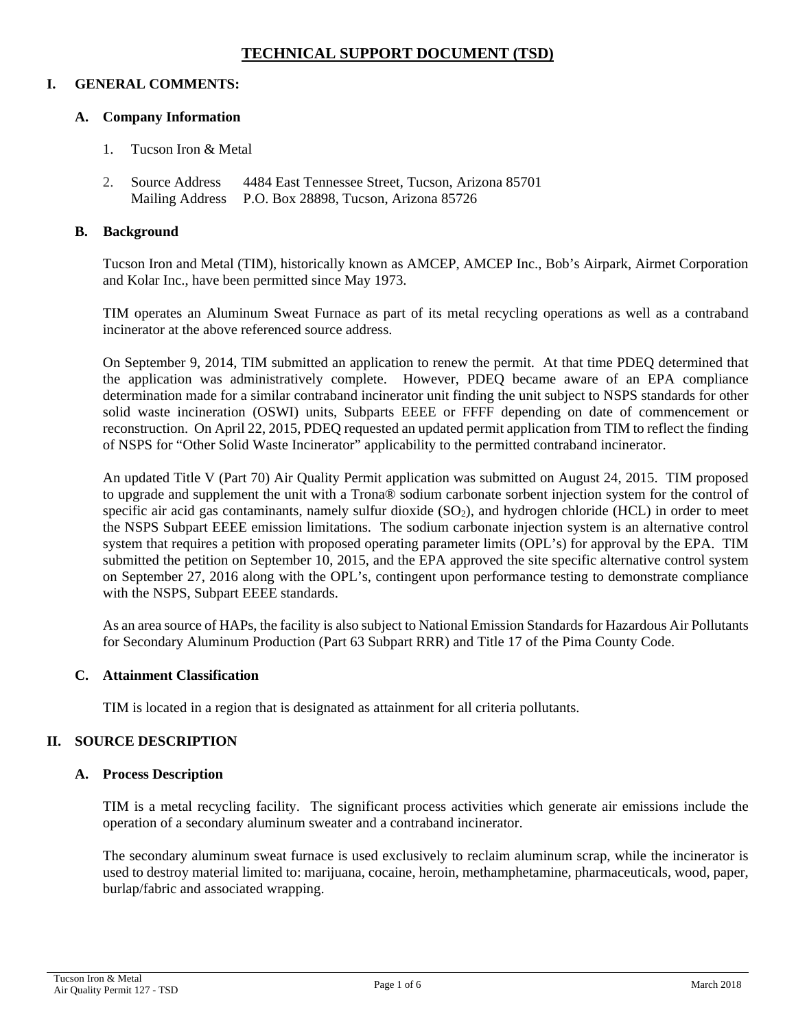# TECHNICAL SUPPORT DOCUMENT (TSD)

## I. GENERAL COMMENTS:

### A. Company Information

1. Tucson Iron & Metal
2. Source Address 4484 East Tennessee Street, Tucson, Arizona 85701
   Mailing Address P.O. Box 28898, Tucson, Arizona 85726

### B. Background

Tucson Iron and Metal (TIM), historically known as AMCEP, AMCEP Inc., Bob's Airpark, Airmet Corporation and Kolar Inc., have been permitted since May 1973.

TIM operates an Aluminum Sweat Furnace as part of its metal recycling operations as well as a contraband incinerator at the above referenced source address.

On September 9, 2014, TIM submitted an application to renew the permit. At that time PDEQ determined that the application was administratively complete. However, PDEQ became aware of an EPA compliance determination made for a similar contraband incinerator unit finding the unit subject to NSPS standards for other solid waste incineration (OSWI) units, Subparts EEEE or FFFF depending on date of commencement or reconstruction. On April 22, 2015, PDEQ requested an updated permit application from TIM to reflect the finding of NSPS for "Other Solid Waste Incinerator" applicability to the permitted contraband incinerator.

An updated Title V (Part 70) Air Quality Permit application was submitted on August 24, 2015. TIM proposed to upgrade and supplement the unit with a Trona® sodium carbonate sorbent injection system for the control of specific air acid gas contaminants, namely sulfur dioxide ($SO_2$), and hydrogen chloride (HCL) in order to meet the NSPS Subpart EEEE emission limitations. The sodium carbonate injection system is an alternative control system that requires a petition with proposed operating parameter limits (OPL's) for approval by the EPA. TIM submitted the petition on September 10, 2015, and the EPA approved the site specific alternative control system on September 27, 2016 along with the OPL's, contingent upon performance testing to demonstrate compliance with the NSPS, Subpart EEEE standards.

As an area source of HAPs, the facility is also subject to National Emission Standards for Hazardous Air Pollutants for Secondary Aluminum Production (Part 63 Subpart RRR) and Title 17 of the Pima County Code.

### C. Attainment Classification

TIM is located in a region that is designated as attainment for all criteria pollutants.

## II. SOURCE DESCRIPTION

### A. Process Description

TIM is a metal recycling facility. The significant process activities which generate air emissions include the operation of a secondary aluminum sweater and a contraband incinerator.

The secondary aluminum sweat furnace is used exclusively to reclaim aluminum scrap, while the incinerator is used to destroy material limited to: marijuana, cocaine, heroin, methamphetamine, pharmaceuticals, wood, paper, burlap/fabric and associated wrapping.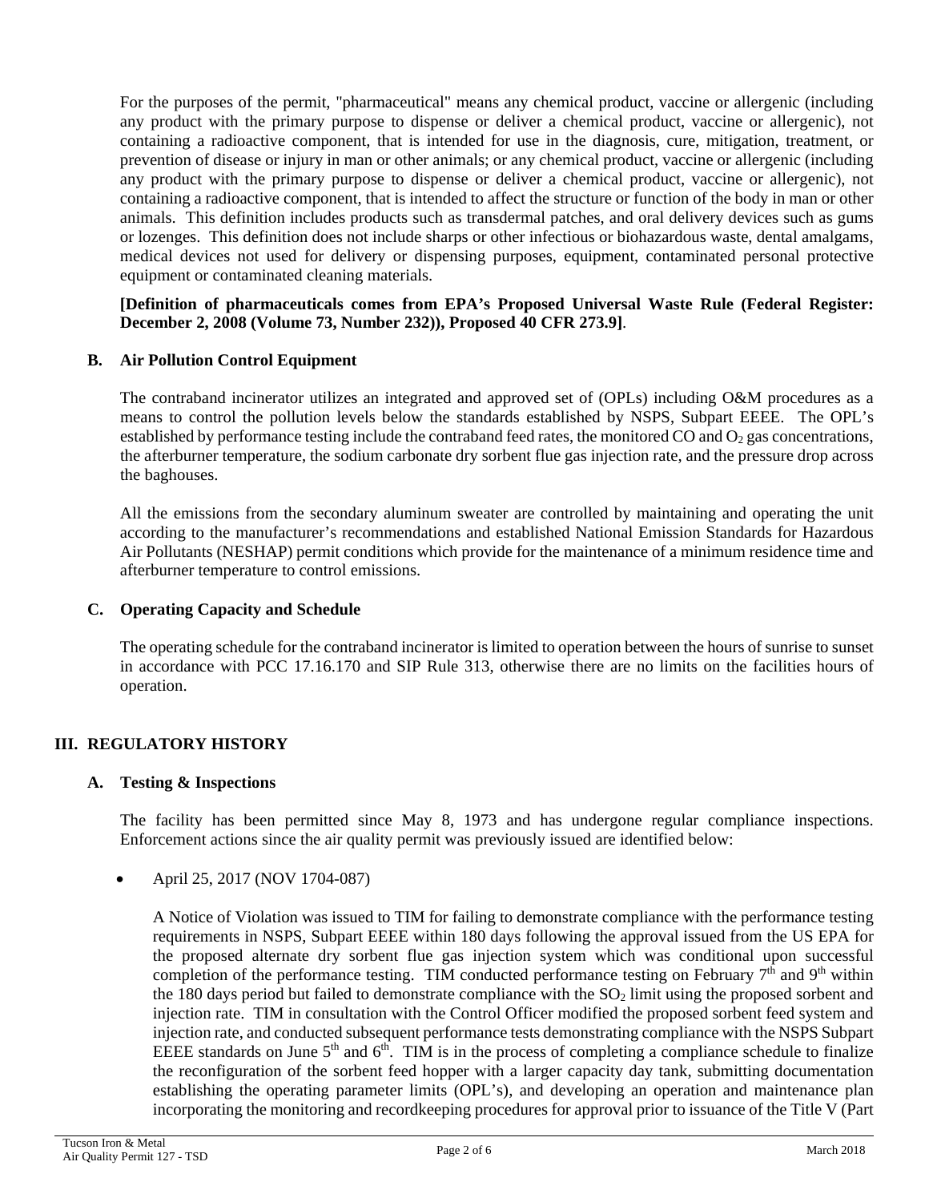For the purposes of the permit, "pharmaceutical" means any chemical product, vaccine or allergenic (including any product with the primary purpose to dispense or deliver a chemical product, vaccine or allergenic), not containing a radioactive component, that is intended for use in the diagnosis, cure, mitigation, treatment, or prevention of disease or injury in man or other animals; or any chemical product, vaccine or allergenic (including any product with the primary purpose to dispense or deliver a chemical product, vaccine or allergenic), not containing a radioactive component, that is intended to affect the structure or function of the body in man or other animals. This definition includes products such as transdermal patches, and oral delivery devices such as gums or lozenges. This definition does not include sharps or other infectious or biohazardous waste, dental amalgams, medical devices not used for delivery or dispensing purposes, equipment, contaminated personal protective equipment or contaminated cleaning materials.

**[Definition of pharmaceuticals comes from EPA's Proposed Universal Waste Rule (Federal Register: December 2, 2008 (Volume 73, Number 232)), Proposed 40 CFR 273.9]**.

### B. Air Pollution Control Equipment

The contraband incinerator utilizes an integrated and approved set of (OPLs) including O&M procedures as a means to control the pollution levels below the standards established by NSPS, Subpart EEEE. The OPL's established by performance testing include the contraband feed rates, the monitored CO and $O_2$ gas concentrations, the afterburner temperature, the sodium carbonate dry sorbent flue gas injection rate, and the pressure drop across the baghouses.

All the emissions from the secondary aluminum sweater are controlled by maintaining and operating the unit according to the manufacturer's recommendations and established National Emission Standards for Hazardous Air Pollutants (NESHAP) permit conditions which provide for the maintenance of a minimum residence time and afterburner temperature to control emissions.

### C. Operating Capacity and Schedule

The operating schedule for the contraband incinerator is limited to operation between the hours of sunrise to sunset in accordance with PCC 17.16.170 and SIP Rule 313, otherwise there are no limits on the facilities hours of operation.

## III. REGULATORY HISTORY

### A. Testing & Inspections

The facility has been permitted since May 8, 1973 and has undergone regular compliance inspections. Enforcement actions since the air quality permit was previously issued are identified below:

- April 25, 2017 (NOV 1704-087)

  A Notice of Violation was issued to TIM for failing to demonstrate compliance with the performance testing requirements in NSPS, Subpart EEEE within 180 days following the approval issued from the US EPA for the proposed alternate dry sorbent flue gas injection system which was conditional upon successful completion of the performance testing. TIM conducted performance testing on February 7th and 9th within the 180 days period but failed to demonstrate compliance with the $SO_2$ limit using the proposed sorbent and injection rate. TIM in consultation with the Control Officer modified the proposed sorbent feed system and injection rate, and conducted subsequent performance tests demonstrating compliance with the NSPS Subpart EEEE standards on June 5th and 6th. TIM is in the process of completing a compliance schedule to finalize the reconfiguration of the sorbent feed hopper with a larger capacity day tank, submitting documentation establishing the operating parameter limits (OPL's), and developing an operation and maintenance plan incorporating the monitoring and recordkeeping procedures for approval prior to issuance of the Title V (Part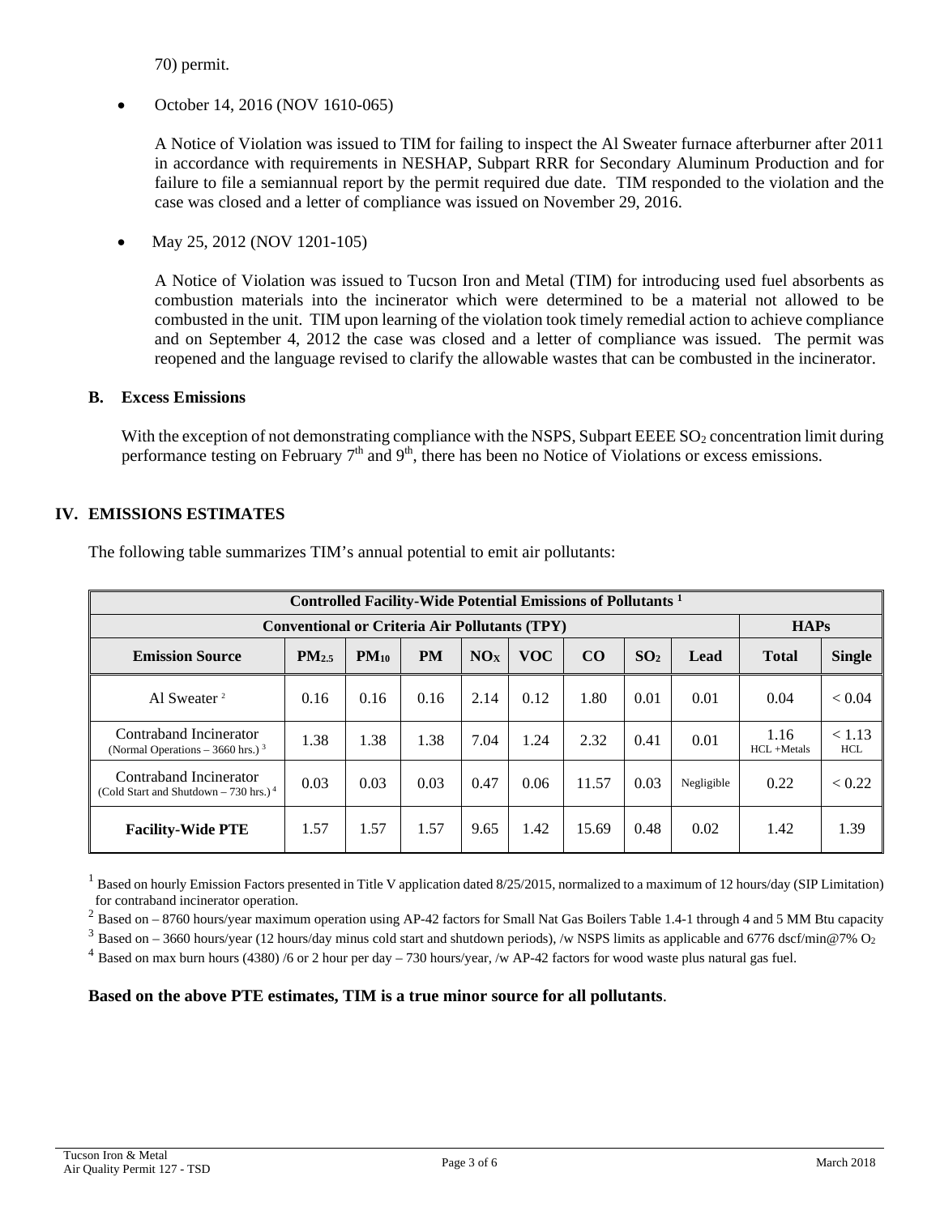70) permit.

- October 14, 2016 (NOV 1610-065)

  A Notice of Violation was issued to TIM for failing to inspect the Al Sweater furnace afterburner after 2011 in accordance with requirements in NESHAP, Subpart RRR for Secondary Aluminum Production and for failure to file a semiannual report by the permit required due date. TIM responded to the violation and the case was closed and a letter of compliance was issued on November 29, 2016.

- May 25, 2012 (NOV 1201-105)

  A Notice of Violation was issued to Tucson Iron and Metal (TIM) for introducing used fuel absorbents as combustion materials into the incinerator which were determined to be a material not allowed to be combusted in the unit. TIM upon learning of the violation took timely remedial action to achieve compliance and on September 4, 2012 the case was closed and a letter of compliance was issued. The permit was reopened and the language revised to clarify the allowable wastes that can be combusted in the incinerator.

### B. Excess Emissions

With the exception of not demonstrating compliance with the NSPS, Subpart EEEE $SO_2$ concentration limit during performance testing on February 7th and 9th, there has been no Notice of Violations or excess emissions.

## IV. EMISSIONS ESTIMATES

The following table summarizes TIM's annual potential to emit air pollutants:

| Controlled Facility-Wide Potential Emissions of Pollutants [1] | | | | | | | | | | |
|---|---|---|---|---|---|---|---|---|---|---|
| Conventional or Criteria Air Pollutants (TPY) | | | | | | | | | HAPs | |
| **Emission Source** | **$PM_{2.5}$** | **$PM_{10}$** | **PM** | **$NO_X$** | **VOC** | **CO** | **$SO_2$** | **Lead** | **Total** | **Single** |
| Al Sweater [2] | 0.16 | 0.16 | 0.16 | 2.14 | 0.12 | 1.80 | 0.01 | 0.01 | 0.04 | < 0.04 |
| Contraband Incinerator (Normal Operations – 3660 hrs.) [3] | 1.38 | 1.38 | 1.38 | 7.04 | 1.24 | 2.32 | 0.41 | 0.01 | 1.16 HCL +Metals | < 1.13 HCL |
| Contraband Incinerator (Cold Start and Shutdown – 730 hrs.) [4] | 0.03 | 0.03 | 0.03 | 0.47 | 0.06 | 11.57 | 0.03 | Negligible | 0.22 | < 0.22 |
| **Facility-Wide PTE** | 1.57 | 1.57 | 1.57 | 9.65 | 1.42 | 15.69 | 0.48 | 0.02 | 1.42 | 1.39 |

[1] Based on hourly Emission Factors presented in Title V application dated 8/25/2015, normalized to a maximum of 12 hours/day (SIP Limitation) for contraband incinerator operation.

[2] Based on – 8760 hours/year maximum operation using AP-42 factors for Small Nat Gas Boilers Table 1.4-1 through 4 and 5 MM Btu capacity

[3] Based on – 3660 hours/year (12 hours/day minus cold start and shutdown periods), /w NSPS limits as applicable and 6776 dscf/min@7% $O_2$

[4] Based on max burn hours (4380) /6 or 2 hour per day – 730 hours/year, /w AP-42 factors for wood waste plus natural gas fuel.

**Based on the above PTE estimates, TIM is a true minor source for all pollutants**.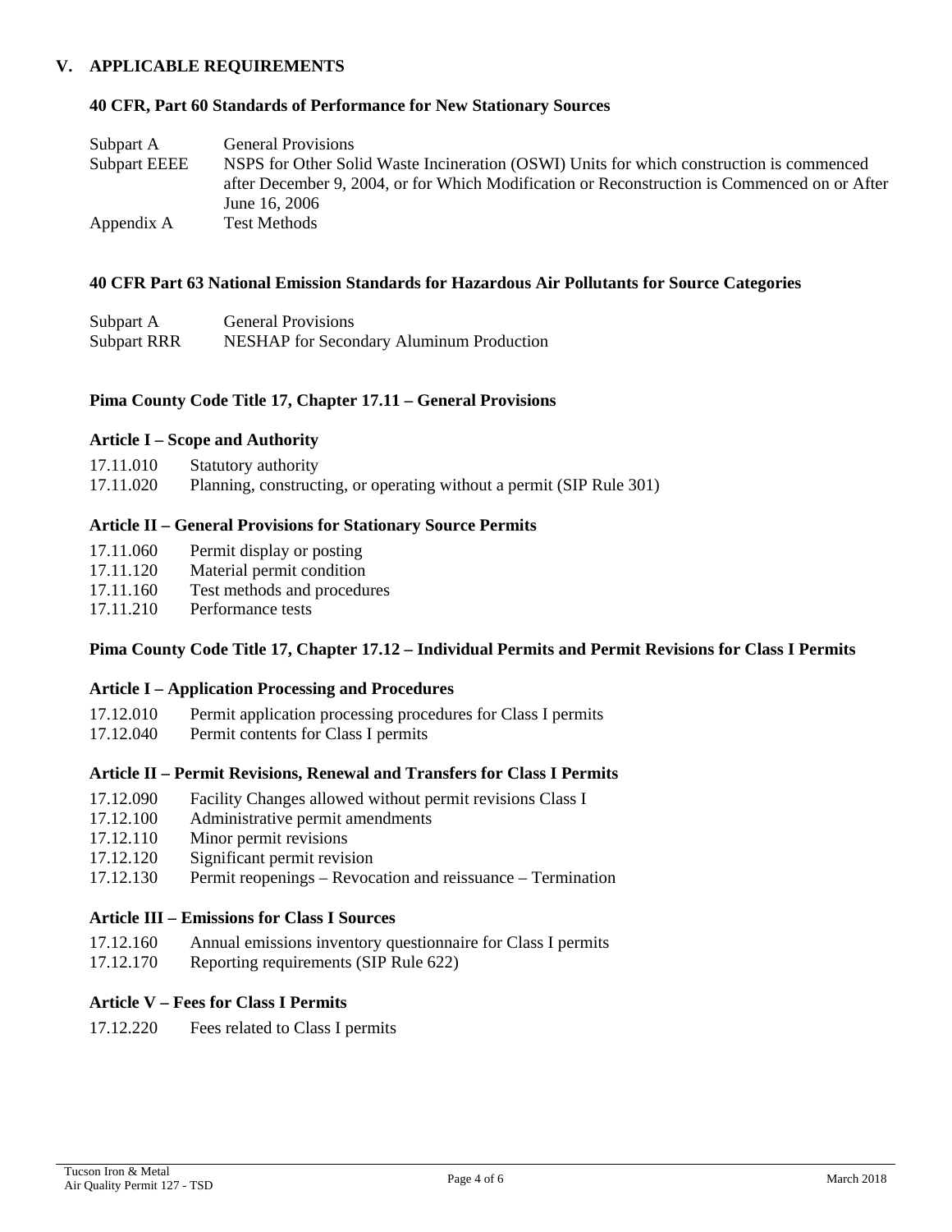## V. APPLICABLE REQUIREMENTS

### 40 CFR, Part 60 Standards of Performance for New Stationary Sources

| | |
|---|---|
| Subpart A | General Provisions |
| Subpart EEEE | NSPS for Other Solid Waste Incineration (OSWI) Units for which construction is commenced after December 9, 2004, or for Which Modification or Reconstruction is Commenced on or After June 16, 2006 |
| Appendix A | Test Methods |

### 40 CFR Part 63 National Emission Standards for Hazardous Air Pollutants for Source Categories

| | |
|---|---|
| Subpart A | General Provisions |
| Subpart RRR | NESHAP for Secondary Aluminum Production |

### Pima County Code Title 17, Chapter 17.11 – General Provisions

#### Article I – Scope and Authority

| | |
|---|---|
| 17.11.010 | Statutory authority |
| 17.11.020 | Planning, constructing, or operating without a permit (SIP Rule 301) |

#### Article II – General Provisions for Stationary Source Permits

| | |
|---|---|
| 17.11.060 | Permit display or posting |
| 17.11.120 | Material permit condition |
| 17.11.160 | Test methods and procedures |
| 17.11.210 | Performance tests |

### Pima County Code Title 17, Chapter 17.12 – Individual Permits and Permit Revisions for Class I Permits

#### Article I – Application Processing and Procedures

| | |
|---|---|
| 17.12.010 | Permit application processing procedures for Class I permits |
| 17.12.040 | Permit contents for Class I permits |

#### Article II – Permit Revisions, Renewal and Transfers for Class I Permits

| | |
|---|---|
| 17.12.090 | Facility Changes allowed without permit revisions Class I |
| 17.12.100 | Administrative permit amendments |
| 17.12.110 | Minor permit revisions |
| 17.12.120 | Significant permit revision |
| 17.12.130 | Permit reopenings – Revocation and reissuance – Termination |

#### Article III – Emissions for Class I Sources

| | |
|---|---|
| 17.12.160 | Annual emissions inventory questionnaire for Class I permits |
| 17.12.170 | Reporting requirements (SIP Rule 622) |

#### Article V – Fees for Class I Permits

| | |
|---|---|
| 17.12.220 | Fees related to Class I permits |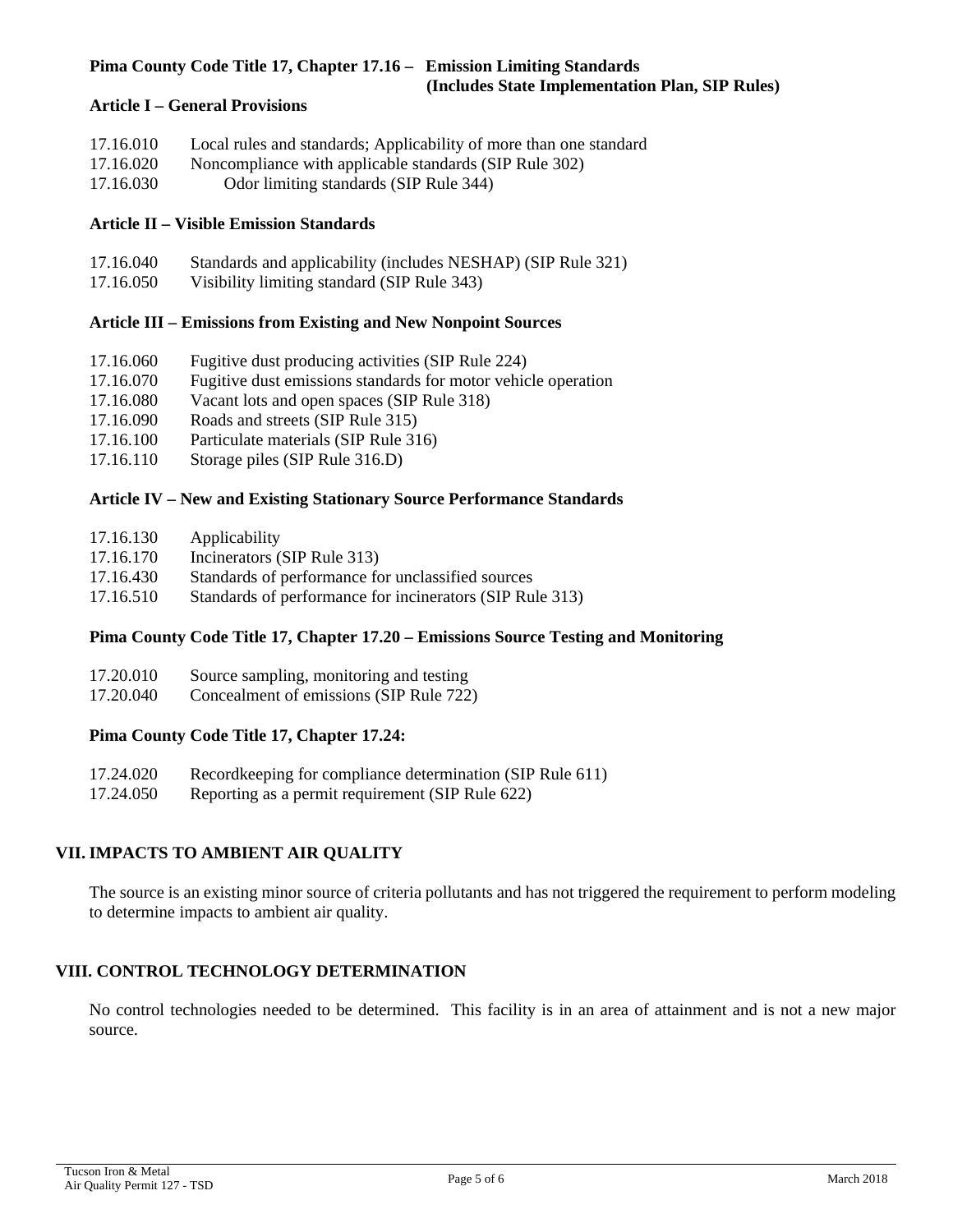**Pima County Code Title 17, Chapter 17.16 – Emission Limiting Standards (Includes State Implementation Plan, SIP Rules)**

**Article I – General Provisions**

17.16.010 Local rules and standards; Applicability of more than one standard
17.16.020 Noncompliance with applicable standards (SIP Rule 302)
17.16.030 Odor limiting standards (SIP Rule 344)

**Article II – Visible Emission Standards**

17.16.040 Standards and applicability (includes NESHAP) (SIP Rule 321)
17.16.050 Visibility limiting standard (SIP Rule 343)

**Article III – Emissions from Existing and New Nonpoint Sources**

17.16.060 Fugitive dust producing activities (SIP Rule 224)
17.16.070 Fugitive dust emissions standards for motor vehicle operation
17.16.080 Vacant lots and open spaces (SIP Rule 318)
17.16.090 Roads and streets (SIP Rule 315)
17.16.100 Particulate materials (SIP Rule 316)
17.16.110 Storage piles (SIP Rule 316.D)

**Article IV – New and Existing Stationary Source Performance Standards**

17.16.130 Applicability
17.16.170 Incinerators (SIP Rule 313)
17.16.430 Standards of performance for unclassified sources
17.16.510 Standards of performance for incinerators (SIP Rule 313)

**Pima County Code Title 17, Chapter 17.20 – Emissions Source Testing and Monitoring**

17.20.010 Source sampling, monitoring and testing
17.20.040 Concealment of emissions (SIP Rule 722)

**Pima County Code Title 17, Chapter 17.24:**

17.24.020 Recordkeeping for compliance determination (SIP Rule 611)
17.24.050 Reporting as a permit requirement (SIP Rule 622)

## VII. IMPACTS TO AMBIENT AIR QUALITY

The source is an existing minor source of criteria pollutants and has not triggered the requirement to perform modeling to determine impacts to ambient air quality.

## VIII. CONTROL TECHNOLOGY DETERMINATION

No control technologies needed to be determined. This facility is in an area of attainment and is not a new major source.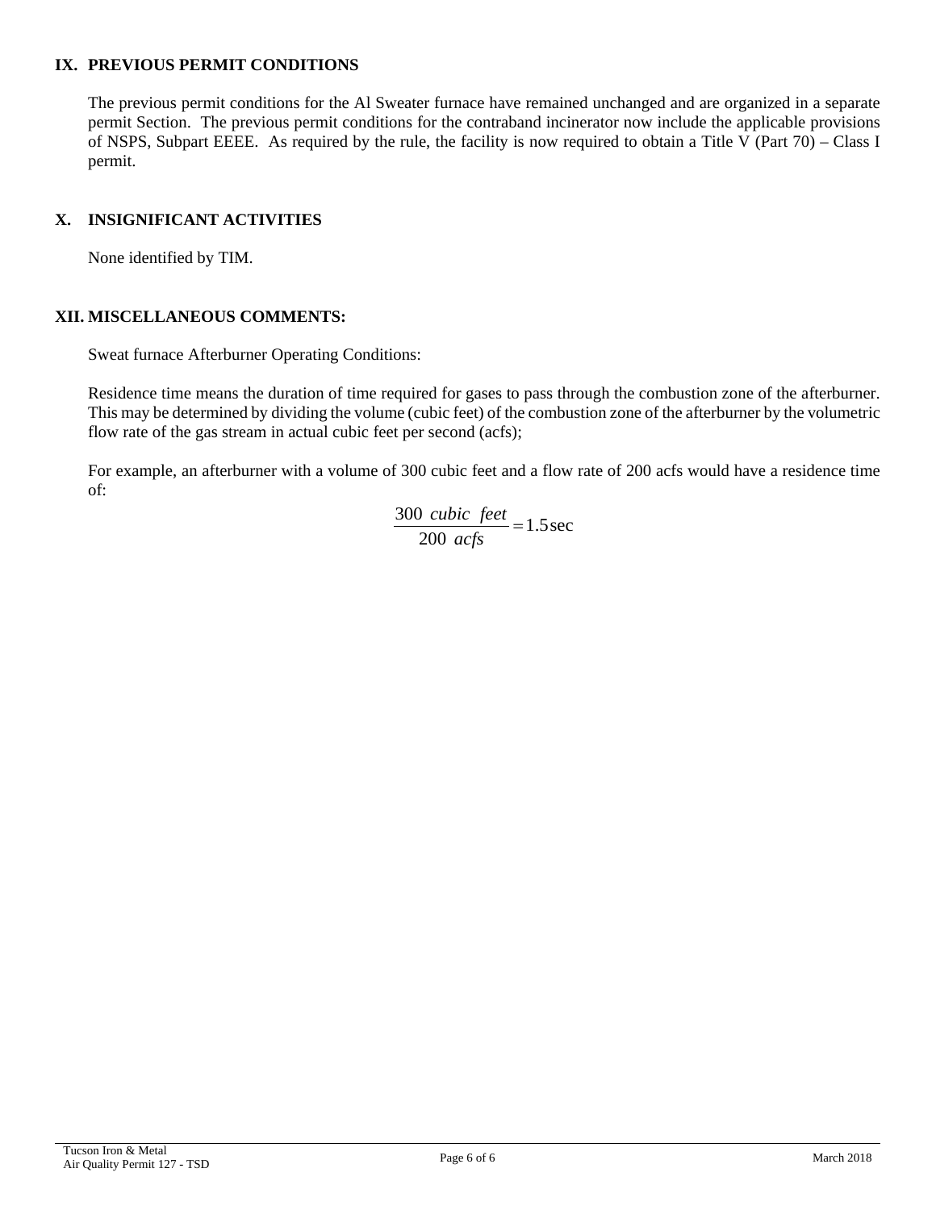## IX. PREVIOUS PERMIT CONDITIONS

The previous permit conditions for the Al Sweater furnace have remained unchanged and are organized in a separate permit Section. The previous permit conditions for the contraband incinerator now include the applicable provisions of NSPS, Subpart EEEE. As required by the rule, the facility is now required to obtain a Title V (Part 70) – Class I permit.

## X. INSIGNIFICANT ACTIVITIES

None identified by TIM.

## XII. MISCELLANEOUS COMMENTS:

Sweat furnace Afterburner Operating Conditions:

Residence time means the duration of time required for gases to pass through the combustion zone of the afterburner. This may be determined by dividing the volume (cubic feet) of the combustion zone of the afterburner by the volumetric flow rate of the gas stream in actual cubic feet per second (acfs);

For example, an afterburner with a volume of 300 cubic feet and a flow rate of 200 acfs would have a residence time of:

$$\frac{300 \ \textit{cubic} \ \textit{feet}}{200 \ \textit{acfs}} = 1.5 \sec$$